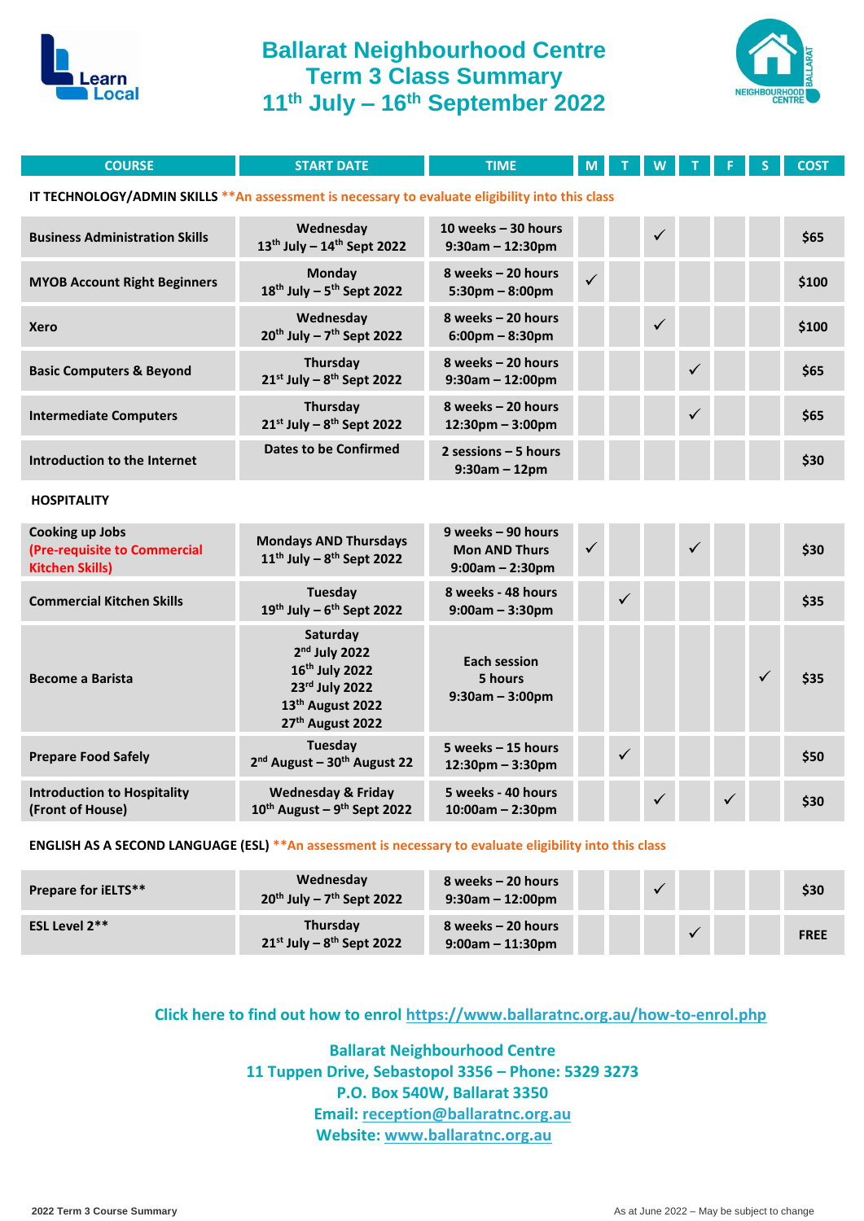# Ballarat Neighbourhood Centre
## Term 3 Class Summary
## 11th July – 16th September 2022

| COURSE | START DATE | TIME | M | T | W | T | F | S | COST |
|---|---|---|---|---|---|---|---|---|---|
| **IT TECHNOLOGY/ADMIN SKILLS** **An assessment is necessary to evaluate eligibility into this class | | | | | | | | | |
| Business Administration Skills | Wednesday 13th July – 14th Sept 2022 | 10 weeks – 30 hours 9:30am – 12:30pm | | | ✓ | | | | $65 |
| MYOB Account Right Beginners | Monday 18th July – 5th Sept 2022 | 8 weeks – 20 hours 5:30pm – 8:00pm | ✓ | | | | | | $100 |
| Xero | Wednesday 20th July – 7th Sept 2022 | 8 weeks – 20 hours 6:00pm – 8:30pm | | | ✓ | | | | $100 |
| Basic Computers & Beyond | Thursday 21st July – 8th Sept 2022 | 8 weeks – 20 hours 9:30am – 12:00pm | | | | ✓ | | | $65 |
| Intermediate Computers | Thursday 21st July – 8th Sept 2022 | 8 weeks – 20 hours 12:30pm – 3:00pm | | | | ✓ | | | $65 |
| Introduction to the Internet | Dates to be Confirmed | 2 sessions – 5 hours 9:30am – 12pm | | | | | | | $30 |
| **HOSPITALITY** | | | | | | | | | |
| Cooking up Jobs (Pre-requisite to Commercial Kitchen Skills) | Mondays AND Thursdays 11th July – 8th Sept 2022 | 9 weeks – 90 hours Mon AND Thurs 9:00am – 2:30pm | ✓ | | | ✓ | | | $30 |
| Commercial Kitchen Skills | Tuesday 19th July – 6th Sept 2022 | 8 weeks - 48 hours 9:00am – 3:30pm | | ✓ | | | | | $35 |
| Become a Barista | Saturday 2nd July 2022 16th July 2022 23rd July 2022 13th August 2022 27th August 2022 | Each session 5 hours 9:30am – 3:00pm | | | | | | ✓ | $35 |
| Prepare Food Safely | Tuesday 2nd August – 30th August 22 | 5 weeks – 15 hours 12:30pm – 3:30pm | | ✓ | | | | | $50 |
| Introduction to Hospitality (Front of House) | Wednesday & Friday 10th August – 9th Sept 2022 | 5 weeks - 40 hours 10:00am – 2:30pm | | | ✓ | | ✓ | | $30 |
| **ENGLISH AS A SECOND LANGUAGE (ESL)** **An assessment is necessary to evaluate eligibility into this class | | | | | | | | | |
| Prepare for iELTS** | Wednesday 20th July – 7th Sept 2022 | 8 weeks – 20 hours 9:30am – 12:00pm | | | ✓ | | | | $30 |
| ESL Level 2** | Thursday 21st July – 8th Sept 2022 | 8 weeks – 20 hours 9:00am – 11:30pm | | | | ✓ | | | FREE |

**Click here to find out how to enrol https://www.ballaratnc.org.au/how-to-enrol.php**

**Ballarat Neighbourhood Centre**
**11 Tuppen Drive, Sebastopol 3356 – Phone: 5329 3273**
**P.O. Box 540W, Ballarat 3350**
**Email: reception@ballaratnc.org.au**
**Website: www.ballaratnc.org.au**

2022 Term 3 Course Summary

As at June 2022 – May be subject to change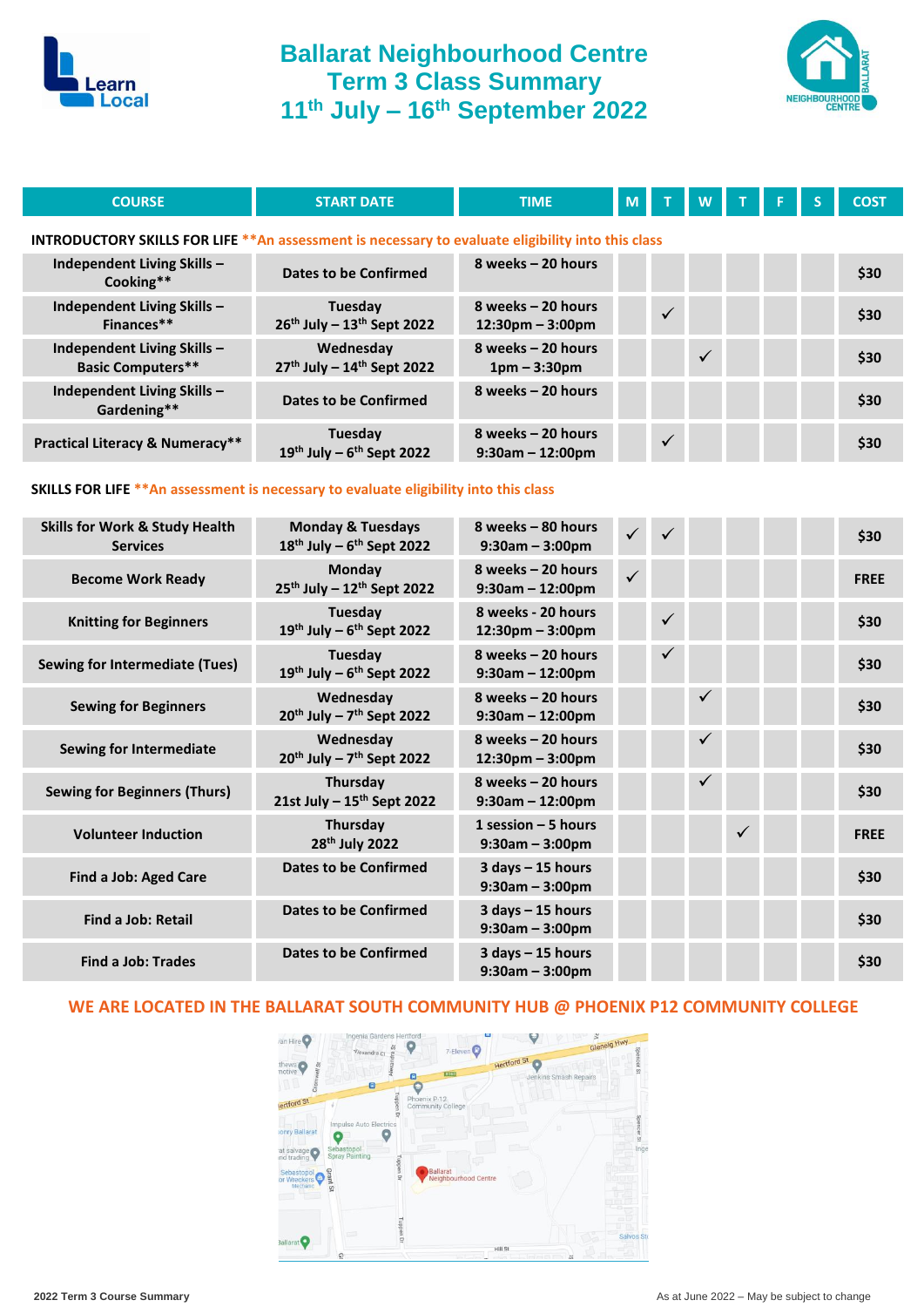# Ballarat Neighbourhood Centre
# Term 3 Class Summary
# 11th July – 16th September 2022

| COURSE | START DATE | TIME | M | T | W | T | F | S | COST |
|---|---|---|---|---|---|---|---|---|---|
| **INTRODUCTORY SKILLS FOR LIFE** **An assessment is necessary to evaluate eligibility into this class | | | | | | | | | |
| Independent Living Skills – Cooking** | Dates to be Confirmed | 8 weeks – 20 hours | | | | | | | $30 |
| Independent Living Skills – Finances** | Tuesday 26th July – 13th Sept 2022 | 8 weeks – 20 hours 12:30pm – 3:00pm | | ✓ | | | | | $30 |
| Independent Living Skills – Basic Computers** | Wednesday 27th July – 14th Sept 2022 | 8 weeks – 20 hours 1pm – 3:30pm | | | ✓ | | | | $30 |
| Independent Living Skills – Gardening** | Dates to be Confirmed | 8 weeks – 20 hours | | | | | | | $30 |
| Practical Literacy & Numeracy** | Tuesday 19th July – 6th Sept 2022 | 8 weeks – 20 hours 9:30am – 12:00pm | | ✓ | | | | | $30 |
| **SKILLS FOR LIFE** **An assessment is necessary to evaluate eligibility into this class | | | | | | | | | |
| Skills for Work & Study Health Services | Monday & Tuesdays 18th July – 6th Sept 2022 | 8 weeks – 80 hours 9:30am – 3:00pm | ✓ | ✓ | | | | | $30 |
| Become Work Ready | Monday 25th July – 12th Sept 2022 | 8 weeks – 20 hours 9:30am – 12:00pm | ✓ | | | | | | FREE |
| Knitting for Beginners | Tuesday 19th July – 6th Sept 2022 | 8 weeks - 20 hours 12:30pm – 3:00pm | | ✓ | | | | | $30 |
| Sewing for Intermediate (Tues) | Tuesday 19th July – 6th Sept 2022 | 8 weeks – 20 hours 9:30am – 12:00pm | | ✓ | | | | | $30 |
| Sewing for Beginners | Wednesday 20th July – 7th Sept 2022 | 8 weeks – 20 hours 9:30am – 12:00pm | | | ✓ | | | | $30 |
| Sewing for Intermediate | Wednesday 20th July – 7th Sept 2022 | 8 weeks – 20 hours 12:30pm – 3:00pm | | | ✓ | | | | $30 |
| Sewing for Beginners (Thurs) | Thursday 21st July – 15th Sept 2022 | 8 weeks – 20 hours 9:30am – 12:00pm | | | ✓ | | | | $30 |
| Volunteer Induction | Thursday 28th July 2022 | 1 session – 5 hours 9:30am – 3:00pm | | | | ✓ | | | FREE |
| Find a Job: Aged Care | Dates to be Confirmed | 3 days – 15 hours 9:30am – 3:00pm | | | | | | | $30 |
| Find a Job: Retail | Dates to be Confirmed | 3 days – 15 hours 9:30am – 3:00pm | | | | | | | $30 |
| Find a Job: Trades | Dates to be Confirmed | 3 days – 15 hours 9:30am – 3:00pm | | | | | | | $30 |

**WE ARE LOCATED IN THE BALLARAT SOUTH COMMUNITY HUB @ PHOENIX P12 COMMUNITY COLLEGE**